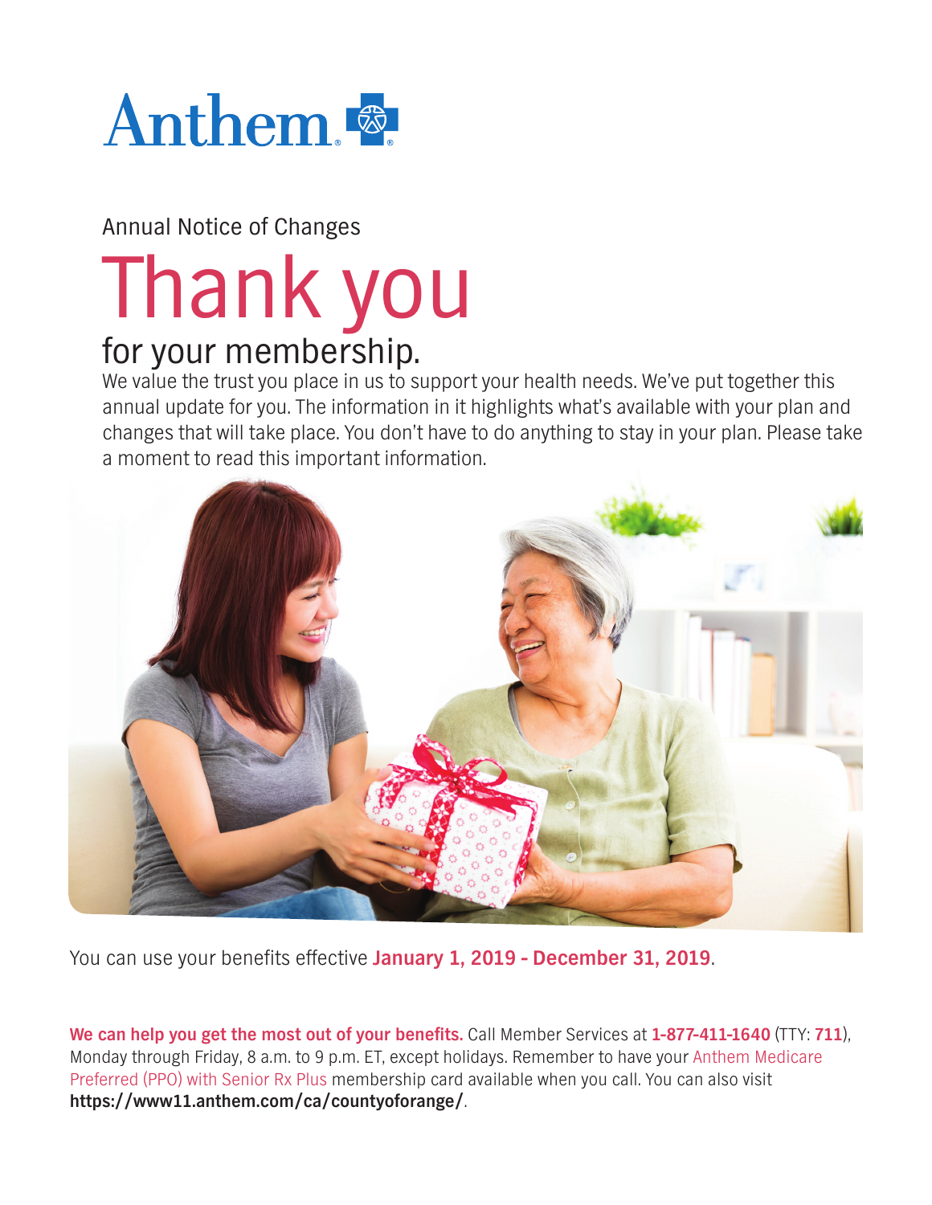Anthem

Annual Notice of Changes

# Thank you

## for your membership.

We value the trust you place in us to support your health needs. We've put together this annual update for you. The information in it highlights what's available with your plan and changes that will take place. You don't have to do anything to stay in your plan. Please take a moment to read this important information.

You can use your benefits effective **January 1, 2019 - December 31, 2019**.

**We can help you get the most out of your benefits.** Call Member Services at **1-877-411-1640** (TTY: **711**), Monday through Friday, 8 a.m. to 9 p.m. ET, except holidays. Remember to have your Anthem Medicare Preferred (PPO) with Senior Rx Plus membership card available when you call. You can also visit **https://www11.anthem.com/ca/countyoforange/**.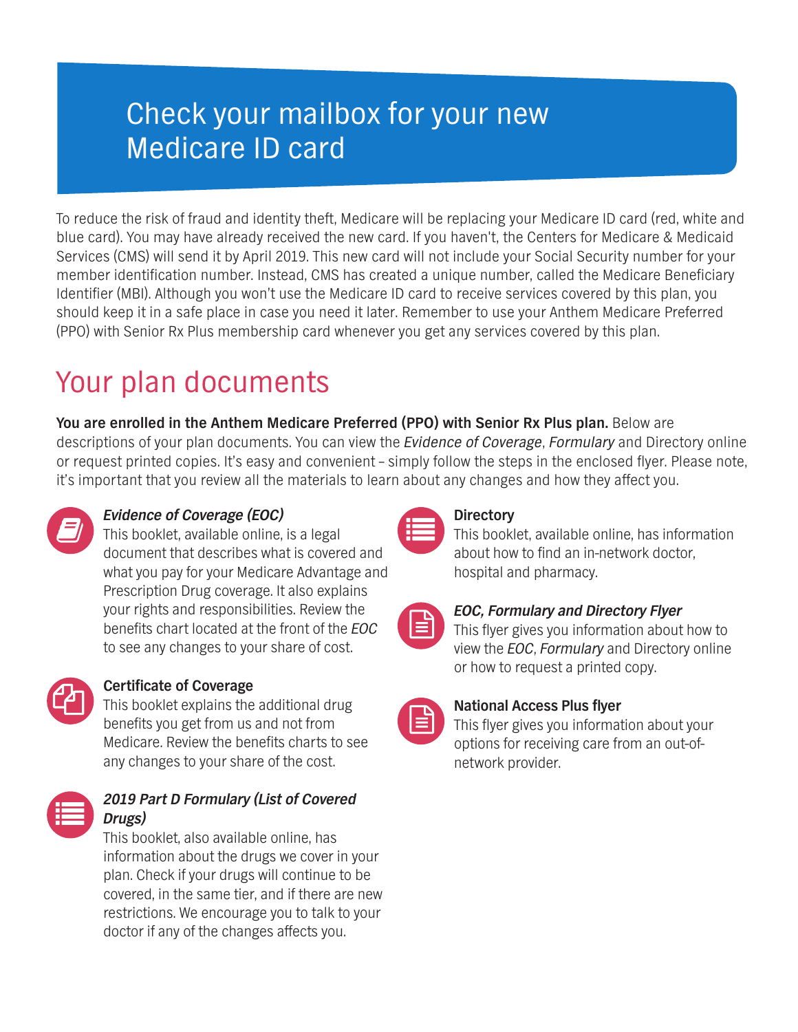# Check your mailbox for your new Medicare ID card

To reduce the risk of fraud and identity theft, Medicare will be replacing your Medicare ID card (red, white and blue card). You may have already received the new card. If you haven't, the Centers for Medicare & Medicaid Services (CMS) will send it by April 2019. This new card will not include your Social Security number for your member identification number. Instead, CMS has created a unique number, called the Medicare Beneficiary Identifier (MBI). Although you won't use the Medicare ID card to receive services covered by this plan, you should keep it in a safe place in case you need it later. Remember to use your Anthem Medicare Preferred (PPO) with Senior Rx Plus membership card whenever you get any services covered by this plan.

# Your plan documents

**You are enrolled in the Anthem Medicare Preferred (PPO) with Senior Rx Plus plan.** Below are descriptions of your plan documents. You can view the *Evidence of Coverage*, *Formulary* and Directory online or request printed copies. It's easy and convenient – simply follow the steps in the enclosed flyer. Please note, it's important that you review all the materials to learn about any changes and how they affect you.

### *Evidence of Coverage (EOC)*

This booklet, available online, is a legal document that describes what is covered and what you pay for your Medicare Advantage and Prescription Drug coverage. It also explains your rights and responsibilities. Review the benefits chart located at the front of the *EOC* to see any changes to your share of cost.

### Certificate of Coverage

This booklet explains the additional drug benefits you get from us and not from Medicare. Review the benefits charts to see any changes to your share of the cost.

### *2019 Part D Formulary (List of Covered Drugs)*

This booklet, also available online, has information about the drugs we cover in your plan. Check if your drugs will continue to be covered, in the same tier, and if there are new restrictions. We encourage you to talk to your doctor if any of the changes affects you.

### Directory

This booklet, available online, has information about how to find an in-network doctor, hospital and pharmacy.

### *EOC, Formulary and Directory Flyer*

This flyer gives you information about how to view the *EOC*, *Formulary* and Directory online or how to request a printed copy.

### National Access Plus flyer

This flyer gives you information about your options for receiving care from an out-of-network provider.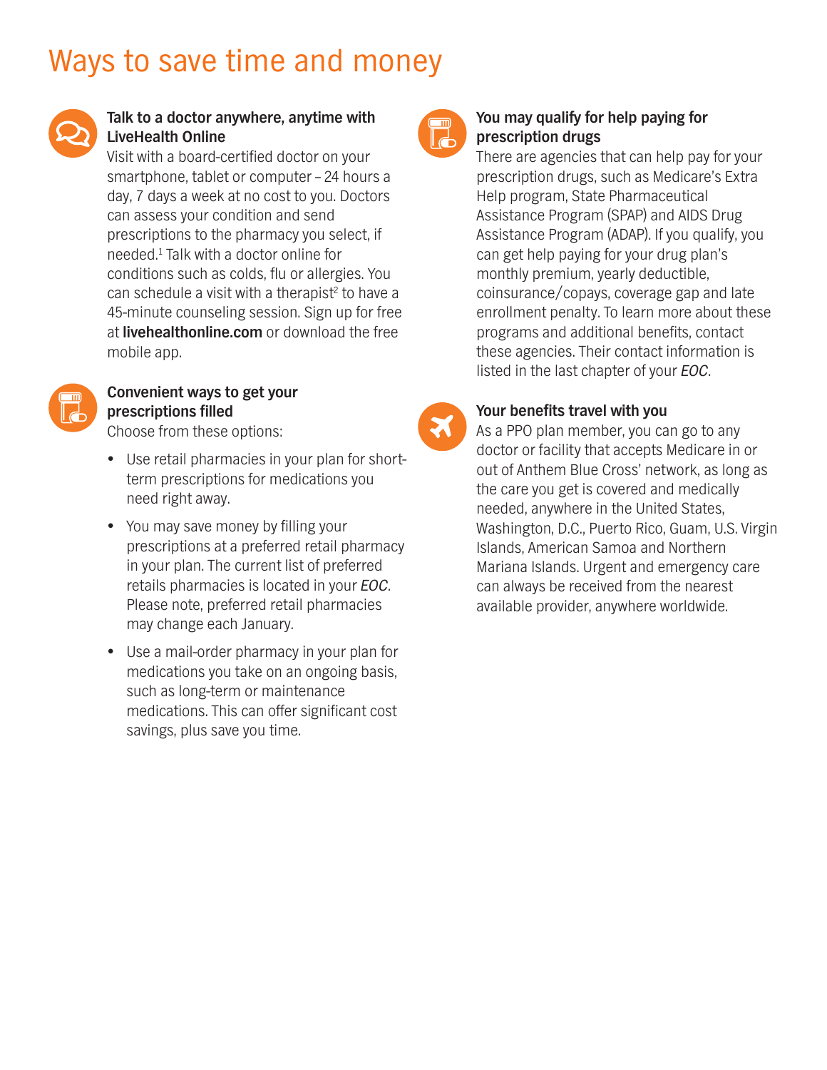# Ways to save time and money

### Talk to a doctor anywhere, anytime with LiveHealth Online

Visit with a board-certified doctor on your smartphone, tablet or computer – 24 hours a day, 7 days a week at no cost to you. Doctors can assess your condition and send prescriptions to the pharmacy you select, if needed.[1] Talk with a doctor online for conditions such as colds, flu or allergies. You can schedule a visit with a therapist[2] to have a 45-minute counseling session. Sign up for free at **livehealthonline.com** or download the free mobile app.

### Convenient ways to get your prescriptions filled

Choose from these options:

- Use retail pharmacies in your plan for short-term prescriptions for medications you need right away.
- You may save money by filling your prescriptions at a preferred retail pharmacy in your plan. The current list of preferred retails pharmacies is located in your *EOC*. Please note, preferred retail pharmacies may change each January.
- Use a mail-order pharmacy in your plan for medications you take on an ongoing basis, such as long-term or maintenance medications. This can offer significant cost savings, plus save you time.

### You may qualify for help paying for prescription drugs

There are agencies that can help pay for your prescription drugs, such as Medicare's Extra Help program, State Pharmaceutical Assistance Program (SPAP) and AIDS Drug Assistance Program (ADAP). If you qualify, you can get help paying for your drug plan's monthly premium, yearly deductible, coinsurance/copays, coverage gap and late enrollment penalty. To learn more about these programs and additional benefits, contact these agencies. Their contact information is listed in the last chapter of your *EOC*.

### Your benefits travel with you

As a PPO plan member, you can go to any doctor or facility that accepts Medicare in or out of Anthem Blue Cross' network, as long as the care you get is covered and medically needed, anywhere in the United States, Washington, D.C., Puerto Rico, Guam, U.S. Virgin Islands, American Samoa and Northern Mariana Islands. Urgent and emergency care can always be received from the nearest available provider, anywhere worldwide.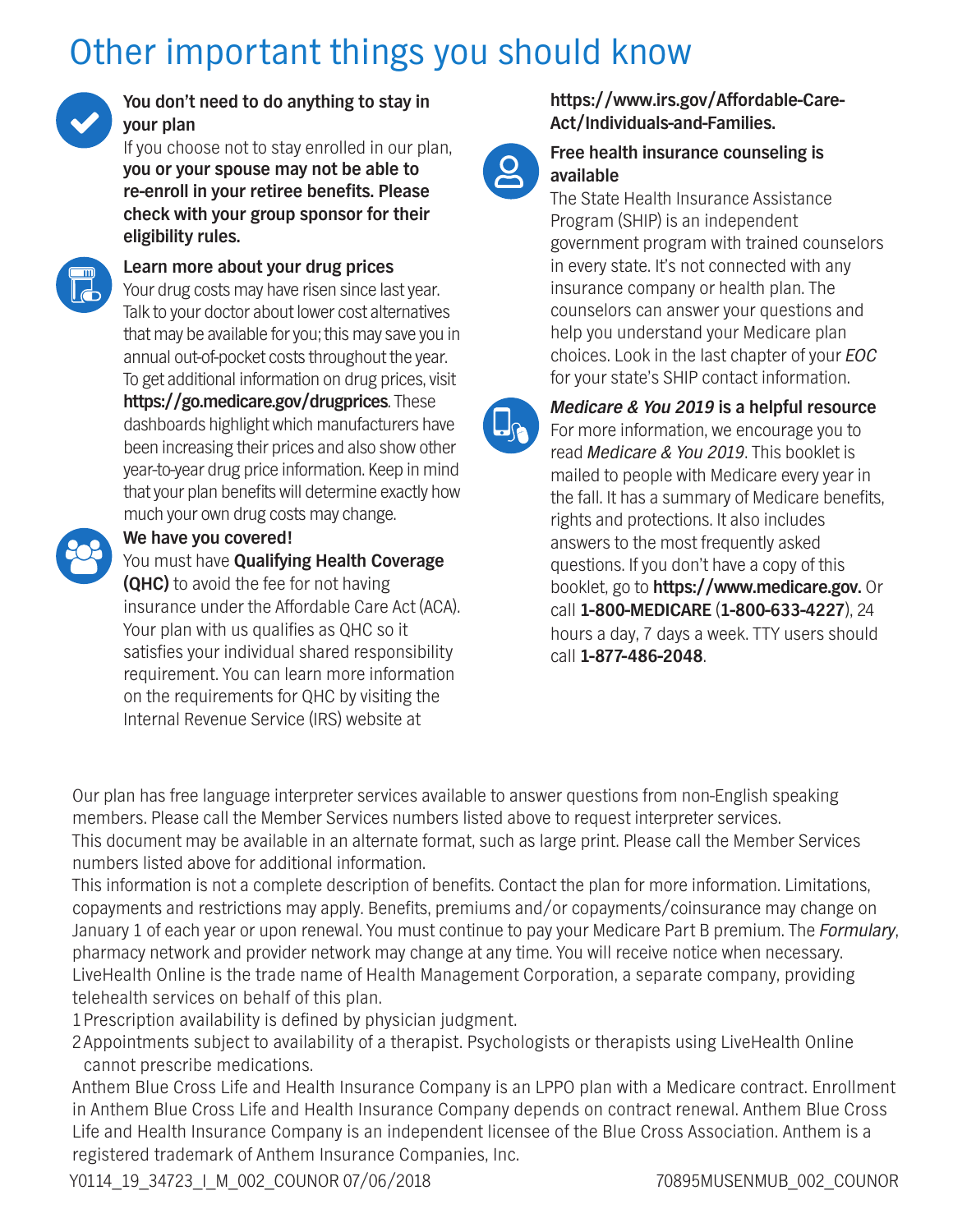# Other important things you should know

### You don't need to do anything to stay in your plan

If you choose not to stay enrolled in our plan, **you or your spouse may not be able to re-enroll in your retiree benefits. Please check with your group sponsor for their eligibility rules.**

### Learn more about your drug prices

Your drug costs may have risen since last year. Talk to your doctor about lower cost alternatives that may be available for you; this may save you in annual out-of-pocket costs throughout the year. To get additional information on drug prices, visit **https://go.medicare.gov/drugprices**. These dashboards highlight which manufacturers have been increasing their prices and also show other year-to-year drug price information. Keep in mind that your plan benefits will determine exactly how much your own drug costs may change.

### We have you covered!

You must have **Qualifying Health Coverage (QHC)** to avoid the fee for not having insurance under the Affordable Care Act (ACA). Your plan with us qualifies as QHC so it satisfies your individual shared responsibility requirement. You can learn more information on the requirements for QHC by visiting the Internal Revenue Service (IRS) website at **https://www.irs.gov/Affordable-Care-Act/Individuals-and-Families.**

### Free health insurance counseling is available

The State Health Insurance Assistance Program (SHIP) is an independent government program with trained counselors in every state. It's not connected with any insurance company or health plan. The counselors can answer your questions and help you understand your Medicare plan choices. Look in the last chapter of your *EOC* for your state's SHIP contact information.

### *Medicare & You 2019* is a helpful resource

For more information, we encourage you to read *Medicare & You 2019*. This booklet is mailed to people with Medicare every year in the fall. It has a summary of Medicare benefits, rights and protections. It also includes answers to the most frequently asked questions. If you don't have a copy of this booklet, go to **https://www.medicare.gov.** Or call **1-800-MEDICARE** (**1-800-633-4227**), 24 hours a day, 7 days a week. TTY users should call **1-877-486-2048**.

Our plan has free language interpreter services available to answer questions from non-English speaking members. Please call the Member Services numbers listed above to request interpreter services.
This document may be available in an alternate format, such as large print. Please call the Member Services numbers listed above for additional information.
This information is not a complete description of benefits. Contact the plan for more information. Limitations, copayments and restrictions may apply. Benefits, premiums and/or copayments/coinsurance may change on January 1 of each year or upon renewal. You must continue to pay your Medicare Part B premium. The *Formulary*, pharmacy network and provider network may change at any time. You will receive notice when necessary.
LiveHealth Online is the trade name of Health Management Corporation, a separate company, providing telehealth services on behalf of this plan.

1 Prescription availability is defined by physician judgment.

2 Appointments subject to availability of a therapist. Psychologists or therapists using LiveHealth Online cannot prescribe medications.

Anthem Blue Cross Life and Health Insurance Company is an LPPO plan with a Medicare contract. Enrollment in Anthem Blue Cross Life and Health Insurance Company depends on contract renewal. Anthem Blue Cross Life and Health Insurance Company is an independent licensee of the Blue Cross Association. Anthem is a registered trademark of Anthem Insurance Companies, Inc.

Y0114_19_34723_I_M_002_COUNOR 07/06/2018 70895MUSENMUB_002_COUNOR